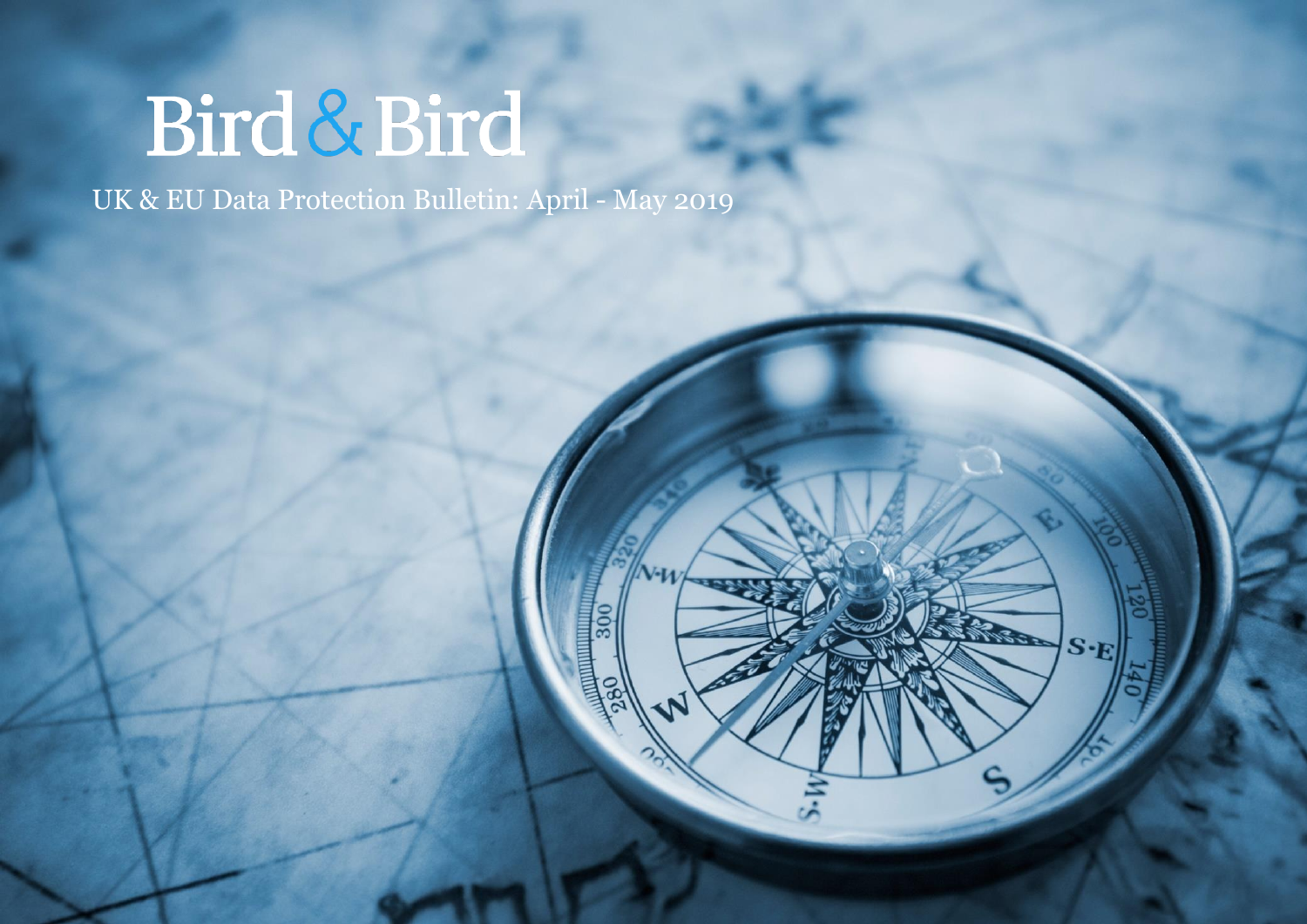# Bird & Bird

UK & EU Data Protection Bulletin: April - May 2019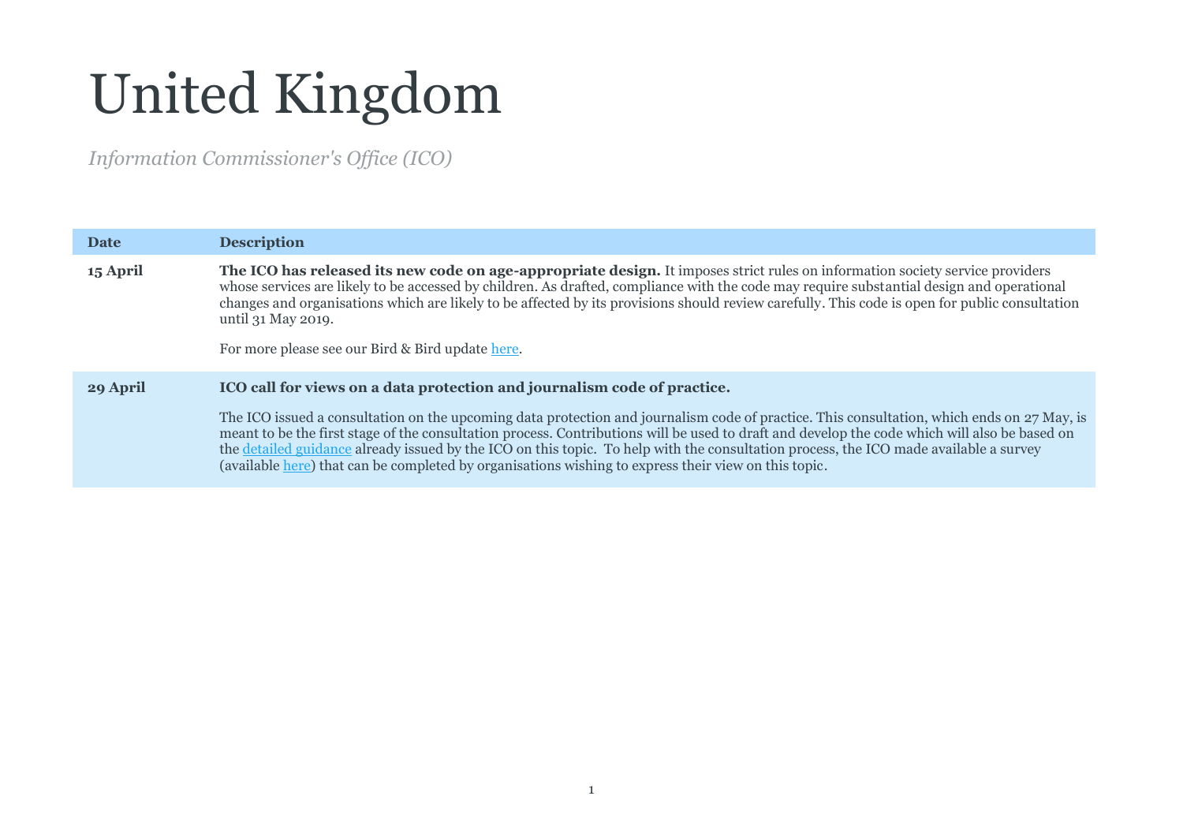# United Kingdom

*Information Commissioner's Office (ICO)*

| Date | Description |
| --- | --- |
| **15 April** | **The ICO has released its new code on age-appropriate design.** It imposes strict rules on information society service providers whose services are likely to be accessed by children. As drafted, compliance with the code may require substantial design and operational changes and organisations which are likely to be affected by its provisions should review carefully. This code is open for public consultation until 31 May 2019.<br><br>For more please see our Bird & Bird update here. |
| **29 April** | **ICO call for views on a data protection and journalism code of practice.**<br><br>The ICO issued a consultation on the upcoming data protection and journalism code of practice. This consultation, which ends on 27 May, is meant to be the first stage of the consultation process. Contributions will be used to draft and develop the code which will also be based on the detailed guidance already issued by the ICO on this topic. To help with the consultation process, the ICO made available a survey (available here) that can be completed by organisations wishing to express their view on this topic. |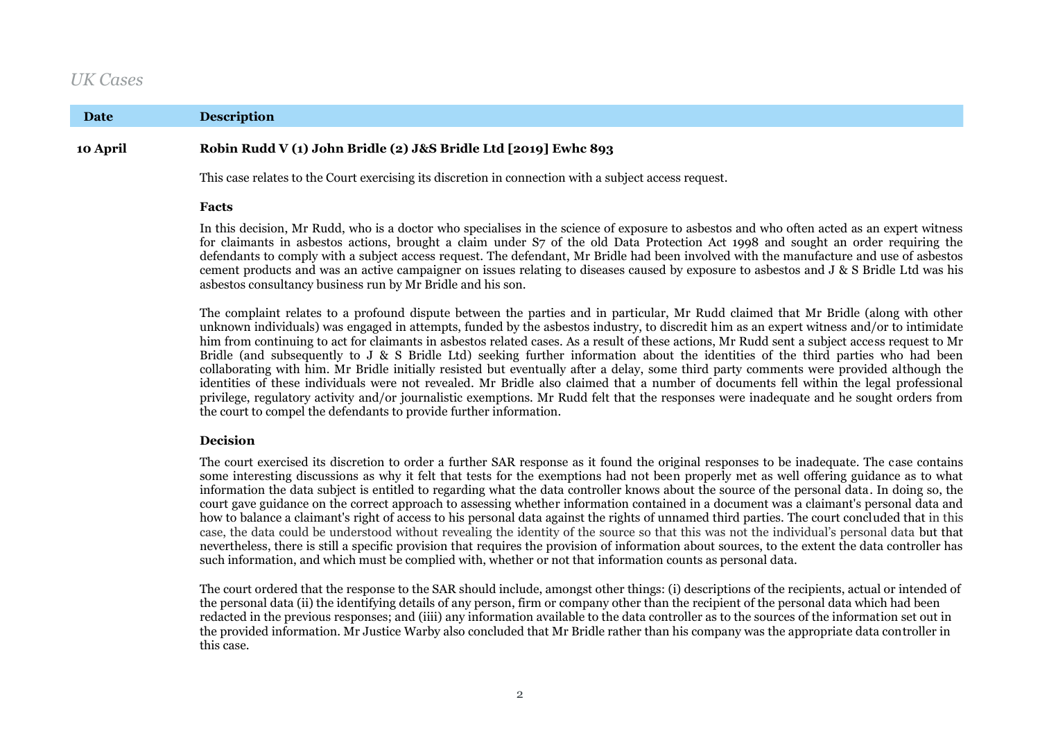## *UK Cases*

| Date | Description |
| --- | --- |
| 10 April | **Robin Rudd V (1) John Bridle (2) J&S Bridle Ltd [2019] Ewhc 893** |

This case relates to the Court exercising its discretion in connection with a subject access request.

**Facts**

In this decision, Mr Rudd, who is a doctor who specialises in the science of exposure to asbestos and who often acted as an expert witness for claimants in asbestos actions, brought a claim under S7 of the old Data Protection Act 1998 and sought an order requiring the defendants to comply with a subject access request. The defendant, Mr Bridle had been involved with the manufacture and use of asbestos cement products and was an active campaigner on issues relating to diseases caused by exposure to asbestos and J & S Bridle Ltd was his asbestos consultancy business run by Mr Bridle and his son.

The complaint relates to a profound dispute between the parties and in particular, Mr Rudd claimed that Mr Bridle (along with other unknown individuals) was engaged in attempts, funded by the asbestos industry, to discredit him as an expert witness and/or to intimidate him from continuing to act for claimants in asbestos related cases. As a result of these actions, Mr Rudd sent a subject access request to Mr Bridle (and subsequently to J & S Bridle Ltd) seeking further information about the identities of the third parties who had been collaborating with him. Mr Bridle initially resisted but eventually after a delay, some third party comments were provided although the identities of these individuals were not revealed. Mr Bridle also claimed that a number of documents fell within the legal professional privilege, regulatory activity and/or journalistic exemptions. Mr Rudd felt that the responses were inadequate and he sought orders from the court to compel the defendants to provide further information.

**Decision**

The court exercised its discretion to order a further SAR response as it found the original responses to be inadequate. The case contains some interesting discussions as why it felt that tests for the exemptions had not been properly met as well offering guidance as to what information the data subject is entitled to regarding what the data controller knows about the source of the personal data. In doing so, the court gave guidance on the correct approach to assessing whether information contained in a document was a claimant's personal data and how to balance a claimant's right of access to his personal data against the rights of unnamed third parties. The court concluded that in this case, the data could be understood without revealing the identity of the source so that this was not the individual's personal data but that nevertheless, there is still a specific provision that requires the provision of information about sources, to the extent the data controller has such information, and which must be complied with, whether or not that information counts as personal data.

The court ordered that the response to the SAR should include, amongst other things: (i) descriptions of the recipients, actual or intended of the personal data (ii) the identifying details of any person, firm or company other than the recipient of the personal data which had been redacted in the previous responses; and (iiii) any information available to the data controller as to the sources of the information set out in the provided information. Mr Justice Warby also concluded that Mr Bridle rather than his company was the appropriate data controller in this case.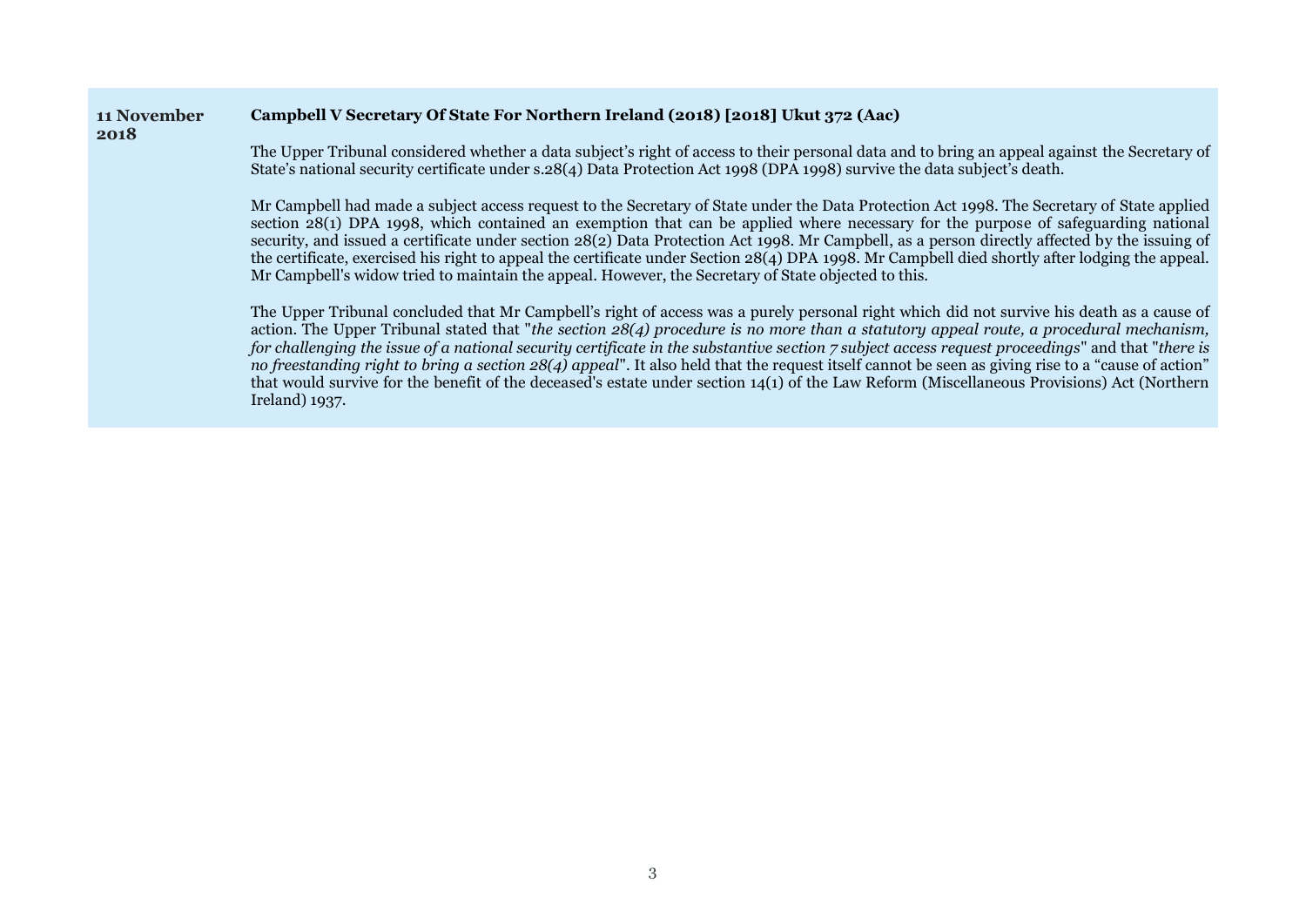**11 November 2018**

**Campbell V Secretary Of State For Northern Ireland (2018) [2018] Ukut 372 (Aac)**

The Upper Tribunal considered whether a data subject's right of access to their personal data and to bring an appeal against the Secretary of State's national security certificate under s.28(4) Data Protection Act 1998 (DPA 1998) survive the data subject's death.

Mr Campbell had made a subject access request to the Secretary of State under the Data Protection Act 1998. The Secretary of State applied section 28(1) DPA 1998, which contained an exemption that can be applied where necessary for the purpose of safeguarding national security, and issued a certificate under section 28(2) Data Protection Act 1998. Mr Campbell, as a person directly affected by the issuing of the certificate, exercised his right to appeal the certificate under Section 28(4) DPA 1998. Mr Campbell died shortly after lodging the appeal. Mr Campbell's widow tried to maintain the appeal. However, the Secretary of State objected to this.

The Upper Tribunal concluded that Mr Campbell's right of access was a purely personal right which did not survive his death as a cause of action. The Upper Tribunal stated that "*the section 28(4) procedure is no more than a statutory appeal route, a procedural mechanism, for challenging the issue of a national security certificate in the substantive section 7 subject access request proceedings*" and that "*there is no freestanding right to bring a section 28(4) appeal*". It also held that the request itself cannot be seen as giving rise to a "cause of action" that would survive for the benefit of the deceased's estate under section 14(1) of the Law Reform (Miscellaneous Provisions) Act (Northern Ireland) 1937.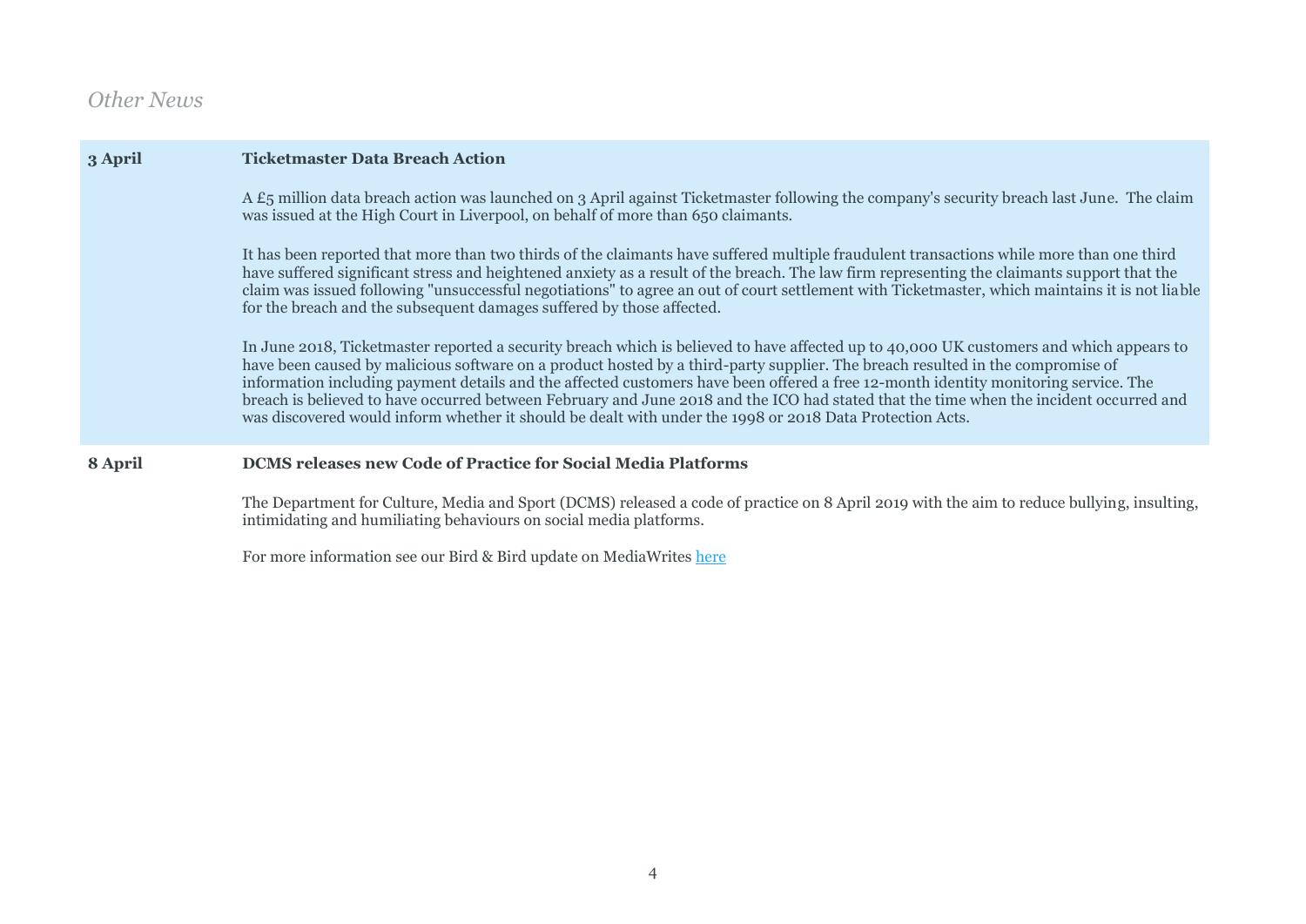*Other News*

| | |
|---|---|
| **3 April** | **Ticketmaster Data Breach Action**<br><br>A £5 million data breach action was launched on 3 April against Ticketmaster following the company's security breach last June. The claim was issued at the High Court in Liverpool, on behalf of more than 650 claimants.<br><br>It has been reported that more than two thirds of the claimants have suffered multiple fraudulent transactions while more than one third have suffered significant stress and heightened anxiety as a result of the breach. The law firm representing the claimants support that the claim was issued following "unsuccessful negotiations" to agree an out of court settlement with Ticketmaster, which maintains it is not liable for the breach and the subsequent damages suffered by those affected.<br><br>In June 2018, Ticketmaster reported a security breach which is believed to have affected up to 40,000 UK customers and which appears to have been caused by malicious software on a product hosted by a third-party supplier. The breach resulted in the compromise of information including payment details and the affected customers have been offered a free 12-month identity monitoring service. The breach is believed to have occurred between February and June 2018 and the ICO had stated that the time when the incident occurred and was discovered would inform whether it should be dealt with under the 1998 or 2018 Data Protection Acts. |
| **8 April** | **DCMS releases new Code of Practice for Social Media Platforms**<br><br>The Department for Culture, Media and Sport (DCMS) released a code of practice on 8 April 2019 with the aim to reduce bullying, insulting, intimidating and humiliating behaviours on social media platforms.<br><br>For more information see our Bird & Bird update on MediaWrites here |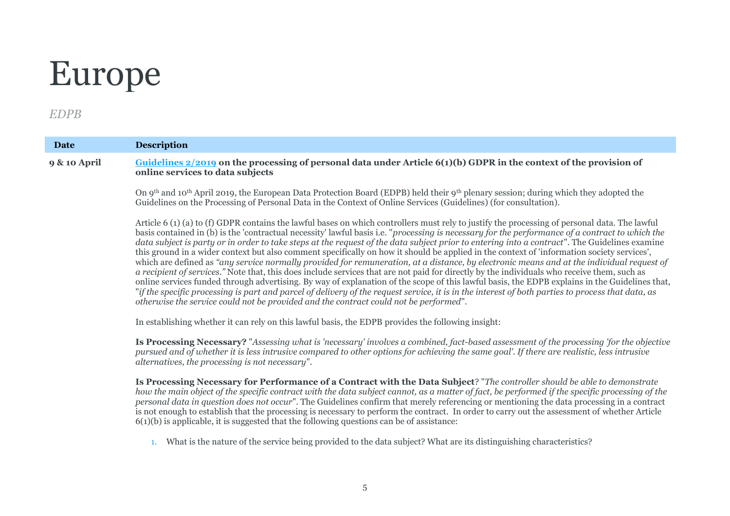# Europe

*EDPB*

| Date | Description |
|---|---|
| 9 & 10 April | **[Guidelines 2/2019] on the processing of personal data under Article 6(1)(b) GDPR in the context of the provision of online services to data subjects** |

On 9th and 10th April 2019, the European Data Protection Board (EDPB) held their 9th plenary session; during which they adopted the Guidelines on the Processing of Personal Data in the Context of Online Services (Guidelines) (for consultation).

Article 6 (1) (a) to (f) GDPR contains the lawful bases on which controllers must rely to justify the processing of personal data. The lawful basis contained in (b) is the 'contractual necessity' lawful basis i.e. "*processing is necessary for the performance of a contract to which the data subject is party or in order to take steps at the request of the data subject prior to entering into a contract*". The Guidelines examine this ground in a wider context but also comment specifically on how it should be applied in the context of 'information society services', which are defined as *"any service normally provided for remuneration, at a distance, by electronic means and at the individual request of a recipient of services."* Note that, this does include services that are not paid for directly by the individuals who receive them, such as online services funded through advertising. By way of explanation of the scope of this lawful basis, the EDPB explains in the Guidelines that, "*if the specific processing is part and parcel of delivery of the request service, it is in the interest of both parties to process that data, as otherwise the service could not be provided and the contract could not be performed*".

In establishing whether it can rely on this lawful basis, the EDPB provides the following insight:

**Is Processing Necessary?** "*Assessing what is 'necessary' involves a combined, fact-based assessment of the processing 'for the objective pursued and of whether it is less intrusive compared to other options for achieving the same goal'. If there are realistic, less intrusive alternatives, the processing is not necessary*".

**Is Processing Necessary for Performance of a Contract with the Data Subject**? "*The controller should be able to demonstrate how the main object of the specific contract with the data subject cannot, as a matter of fact, be performed if the specific processing of the personal data in question does not occur*". The Guidelines confirm that merely referencing or mentioning the data processing in a contract is not enough to establish that the processing is necessary to perform the contract. In order to carry out the assessment of whether Article 6(1)(b) is applicable, it is suggested that the following questions can be of assistance:

1. What is the nature of the service being provided to the data subject? What are its distinguishing characteristics?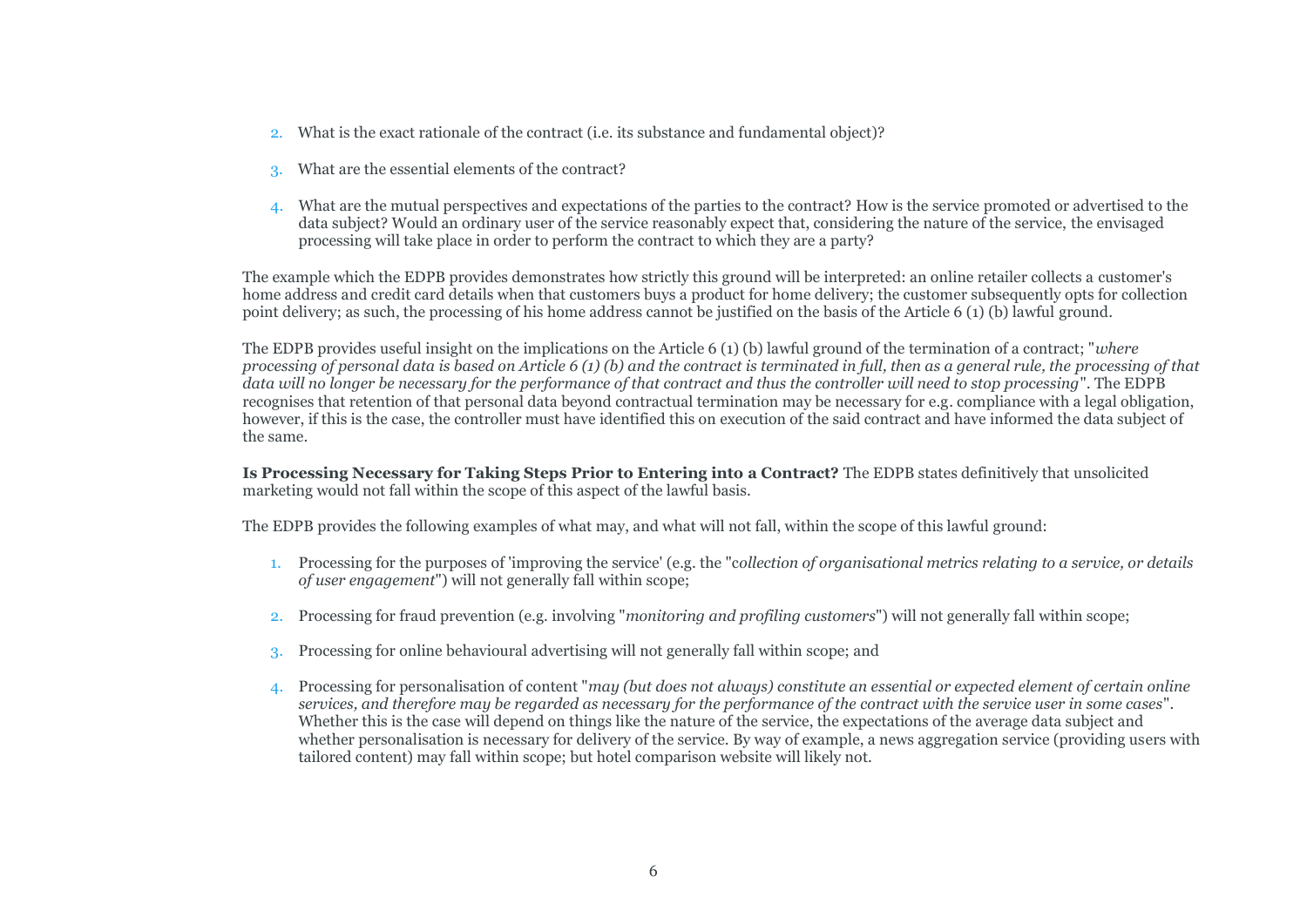2. What is the exact rationale of the contract (i.e. its substance and fundamental object)?

3. What are the essential elements of the contract?

4. What are the mutual perspectives and expectations of the parties to the contract? How is the service promoted or advertised to the data subject? Would an ordinary user of the service reasonably expect that, considering the nature of the service, the envisaged processing will take place in order to perform the contract to which they are a party?

The example which the EDPB provides demonstrates how strictly this ground will be interpreted: an online retailer collects a customer's home address and credit card details when that customers buys a product for home delivery; the customer subsequently opts for collection point delivery; as such, the processing of his home address cannot be justified on the basis of the Article 6 (1) (b) lawful ground.

The EDPB provides useful insight on the implications on the Article 6 (1) (b) lawful ground of the termination of a contract; "*where processing of personal data is based on Article 6 (1) (b) and the contract is terminated in full, then as a general rule, the processing of that data will no longer be necessary for the performance of that contract and thus the controller will need to stop processing*". The EDPB recognises that retention of that personal data beyond contractual termination may be necessary for e.g. compliance with a legal obligation, however, if this is the case, the controller must have identified this on execution of the said contract and have informed the data subject of the same.

**Is Processing Necessary for Taking Steps Prior to Entering into a Contract?** The EDPB states definitively that unsolicited marketing would not fall within the scope of this aspect of the lawful basis.

The EDPB provides the following examples of what may, and what will not fall, within the scope of this lawful ground:

1. Processing for the purposes of 'improving the service' (e.g. the "c*ollection of organisational metrics relating to a service, or details of user engagement*") will not generally fall within scope;

2. Processing for fraud prevention (e.g. involving "*monitoring and profiling customers*") will not generally fall within scope;

3. Processing for online behavioural advertising will not generally fall within scope; and

4. Processing for personalisation of content "*may (but does not always) constitute an essential or expected element of certain online services, and therefore may be regarded as necessary for the performance of the contract with the service user in some cases*". Whether this is the case will depend on things like the nature of the service, the expectations of the average data subject and whether personalisation is necessary for delivery of the service. By way of example, a news aggregation service (providing users with tailored content) may fall within scope; but hotel comparison website will likely not.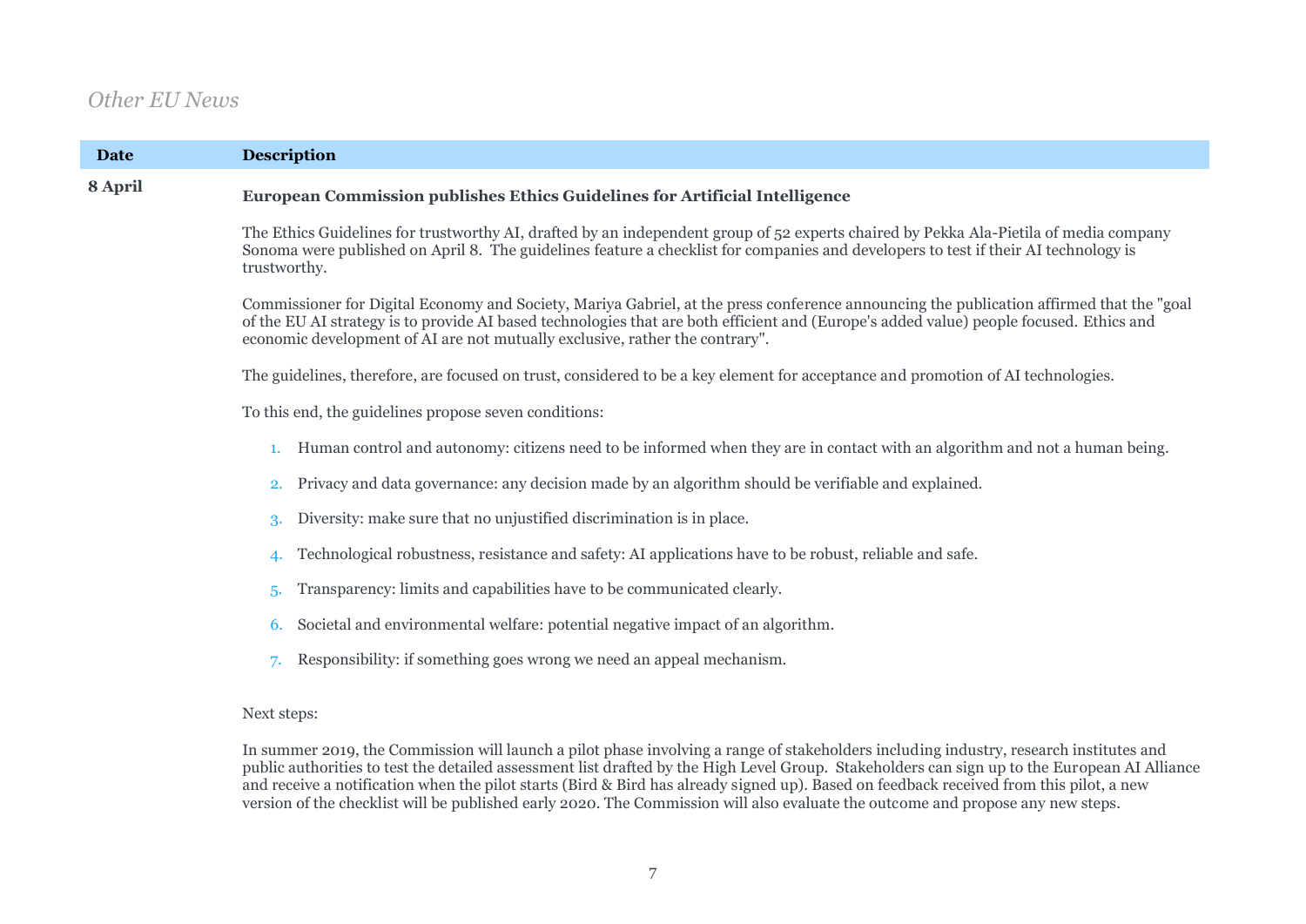## *Other EU News*

| Date | Description |
|---|---|
| 8 April | **European Commission publishes Ethics Guidelines for Artificial Intelligence** |

The Ethics Guidelines for trustworthy AI, drafted by an independent group of 52 experts chaired by Pekka Ala-Pietila of media company Sonoma were published on April 8. The guidelines feature a checklist for companies and developers to test if their AI technology is trustworthy.

Commissioner for Digital Economy and Society, Mariya Gabriel, at the press conference announcing the publication affirmed that the "goal of the EU AI strategy is to provide AI based technologies that are both efficient and (Europe's added value) people focused. Ethics and economic development of AI are not mutually exclusive, rather the contrary".

The guidelines, therefore, are focused on trust, considered to be a key element for acceptance and promotion of AI technologies.

To this end, the guidelines propose seven conditions:

1. Human control and autonomy: citizens need to be informed when they are in contact with an algorithm and not a human being.
2. Privacy and data governance: any decision made by an algorithm should be verifiable and explained.
3. Diversity: make sure that no unjustified discrimination is in place.
4. Technological robustness, resistance and safety: AI applications have to be robust, reliable and safe.
5. Transparency: limits and capabilities have to be communicated clearly.
6. Societal and environmental welfare: potential negative impact of an algorithm.
7. Responsibility: if something goes wrong we need an appeal mechanism.

Next steps:

In summer 2019, the Commission will launch a pilot phase involving a range of stakeholders including industry, research institutes and public authorities to test the detailed assessment list drafted by the High Level Group. Stakeholders can sign up to the European AI Alliance and receive a notification when the pilot starts (Bird & Bird has already signed up). Based on feedback received from this pilot, a new version of the checklist will be published early 2020. The Commission will also evaluate the outcome and propose any new steps.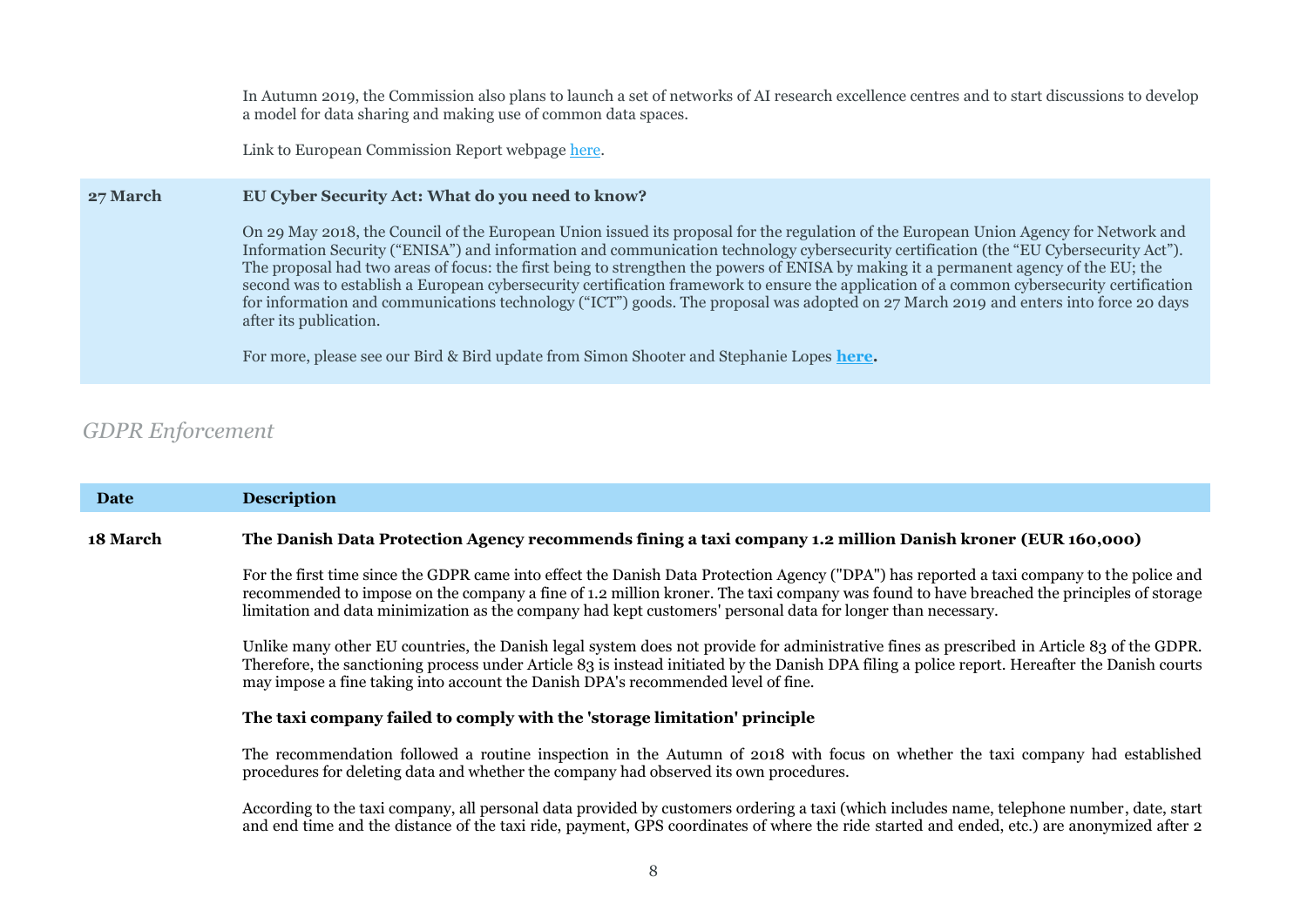In Autumn 2019, the Commission also plans to launch a set of networks of AI research excellence centres and to start discussions to develop a model for data sharing and making use of common data spaces.

Link to European Commission Report webpage here.

| | |
|---|---|
| **27 March** | **EU Cyber Security Act: What do you need to know?**<br><br>On 29 May 2018, the Council of the European Union issued its proposal for the regulation of the European Union Agency for Network and Information Security ("ENISA") and information and communication technology cybersecurity certification (the "EU Cybersecurity Act"). The proposal had two areas of focus: the first being to strengthen the powers of ENISA by making it a permanent agency of the EU; the second was to establish a European cybersecurity certification framework to ensure the application of a common cybersecurity certification for information and communications technology ("ICT") goods. The proposal was adopted on 27 March 2019 and enters into force 20 days after its publication.<br><br>For more, please see our Bird & Bird update from Simon Shooter and Stephanie Lopes **here.** |

## *GDPR Enforcement*

| Date | Description |
|---|---|
| **18 March** | **The Danish Data Protection Agency recommends fining a taxi company 1.2 million Danish kroner (EUR 160,000)**<br><br>For the first time since the GDPR came into effect the Danish Data Protection Agency ("DPA") has reported a taxi company to the police and recommended to impose on the company a fine of 1.2 million kroner. The taxi company was found to have breached the principles of storage limitation and data minimization as the company had kept customers' personal data for longer than necessary.<br><br>Unlike many other EU countries, the Danish legal system does not provide for administrative fines as prescribed in Article 83 of the GDPR. Therefore, the sanctioning process under Article 83 is instead initiated by the Danish DPA filing a police report. Hereafter the Danish courts may impose a fine taking into account the Danish DPA's recommended level of fine.<br><br>**The taxi company failed to comply with the 'storage limitation' principle**<br><br>The recommendation followed a routine inspection in the Autumn of 2018 with focus on whether the taxi company had established procedures for deleting data and whether the company had observed its own procedures.<br><br>According to the taxi company, all personal data provided by customers ordering a taxi (which includes name, telephone number, date, start and end time and the distance of the taxi ride, payment, GPS coordinates of where the ride started and ended, etc.) are anonymized after 2 |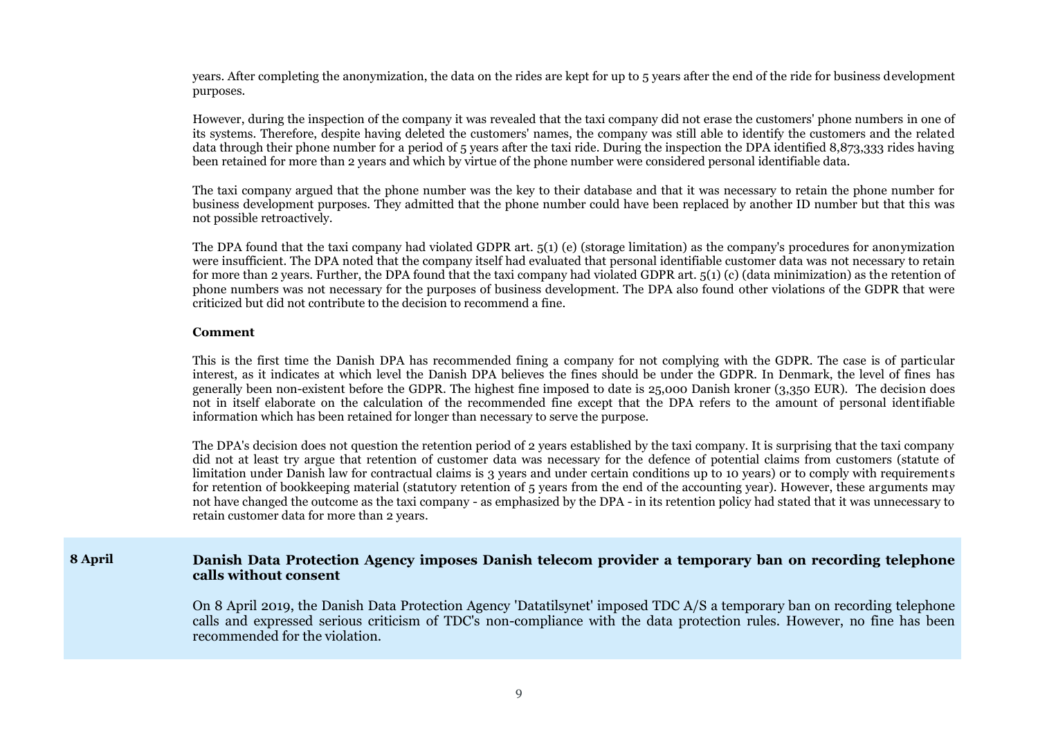years. After completing the anonymization, the data on the rides are kept for up to 5 years after the end of the ride for business development purposes.

However, during the inspection of the company it was revealed that the taxi company did not erase the customers' phone numbers in one of its systems. Therefore, despite having deleted the customers' names, the company was still able to identify the customers and the related data through their phone number for a period of 5 years after the taxi ride. During the inspection the DPA identified 8,873,333 rides having been retained for more than 2 years and which by virtue of the phone number were considered personal identifiable data.

The taxi company argued that the phone number was the key to their database and that it was necessary to retain the phone number for business development purposes. They admitted that the phone number could have been replaced by another ID number but that this was not possible retroactively.

The DPA found that the taxi company had violated GDPR art. 5(1) (e) (storage limitation) as the company's procedures for anonymization were insufficient. The DPA noted that the company itself had evaluated that personal identifiable customer data was not necessary to retain for more than 2 years. Further, the DPA found that the taxi company had violated GDPR art. 5(1) (c) (data minimization) as the retention of phone numbers was not necessary for the purposes of business development. The DPA also found other violations of the GDPR that were criticized but did not contribute to the decision to recommend a fine.

**Comment**

This is the first time the Danish DPA has recommended fining a company for not complying with the GDPR. The case is of particular interest, as it indicates at which level the Danish DPA believes the fines should be under the GDPR. In Denmark, the level of fines has generally been non-existent before the GDPR. The highest fine imposed to date is 25,000 Danish kroner (3,350 EUR). The decision does not in itself elaborate on the calculation of the recommended fine except that the DPA refers to the amount of personal identifiable information which has been retained for longer than necessary to serve the purpose.

The DPA's decision does not question the retention period of 2 years established by the taxi company. It is surprising that the taxi company did not at least try argue that retention of customer data was necessary for the defence of potential claims from customers (statute of limitation under Danish law for contractual claims is 3 years and under certain conditions up to 10 years) or to comply with requirements for retention of bookkeeping material (statutory retention of 5 years from the end of the accounting year). However, these arguments may not have changed the outcome as the taxi company - as emphasized by the DPA - in its retention policy had stated that it was unnecessary to retain customer data for more than 2 years.

**8 April**

## Danish Data Protection Agency imposes Danish telecom provider a temporary ban on recording telephone calls without consent

On 8 April 2019, the Danish Data Protection Agency 'Datatilsynet' imposed TDC A/S a temporary ban on recording telephone calls and expressed serious criticism of TDC's non-compliance with the data protection rules. However, no fine has been recommended for the violation.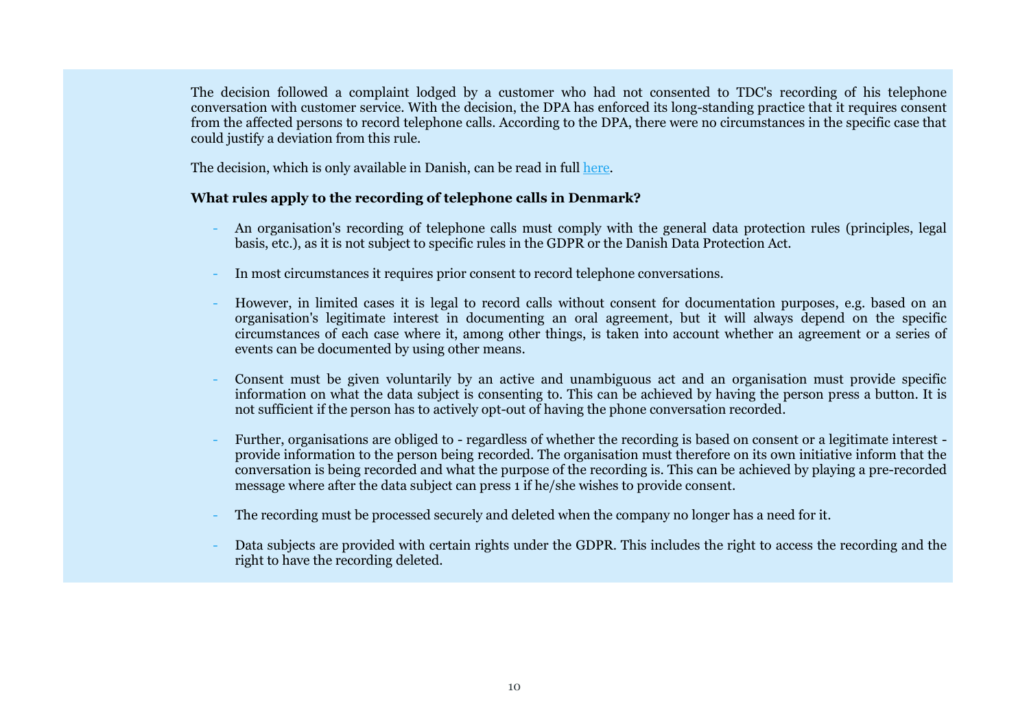The decision followed a complaint lodged by a customer who had not consented to TDC's recording of his telephone conversation with customer service. With the decision, the DPA has enforced its long-standing practice that it requires consent from the affected persons to record telephone calls. According to the DPA, there were no circumstances in the specific case that could justify a deviation from this rule.

The decision, which is only available in Danish, can be read in full here.

**What rules apply to the recording of telephone calls in Denmark?**

- An organisation's recording of telephone calls must comply with the general data protection rules (principles, legal basis, etc.), as it is not subject to specific rules in the GDPR or the Danish Data Protection Act.
- In most circumstances it requires prior consent to record telephone conversations.
- However, in limited cases it is legal to record calls without consent for documentation purposes, e.g. based on an organisation's legitimate interest in documenting an oral agreement, but it will always depend on the specific circumstances of each case where it, among other things, is taken into account whether an agreement or a series of events can be documented by using other means.
- Consent must be given voluntarily by an active and unambiguous act and an organisation must provide specific information on what the data subject is consenting to. This can be achieved by having the person press a button. It is not sufficient if the person has to actively opt-out of having the phone conversation recorded.
- Further, organisations are obliged to - regardless of whether the recording is based on consent or a legitimate interest - provide information to the person being recorded. The organisation must therefore on its own initiative inform that the conversation is being recorded and what the purpose of the recording is. This can be achieved by playing a pre-recorded message where after the data subject can press 1 if he/she wishes to provide consent.
- The recording must be processed securely and deleted when the company no longer has a need for it.
- Data subjects are provided with certain rights under the GDPR. This includes the right to access the recording and the right to have the recording deleted.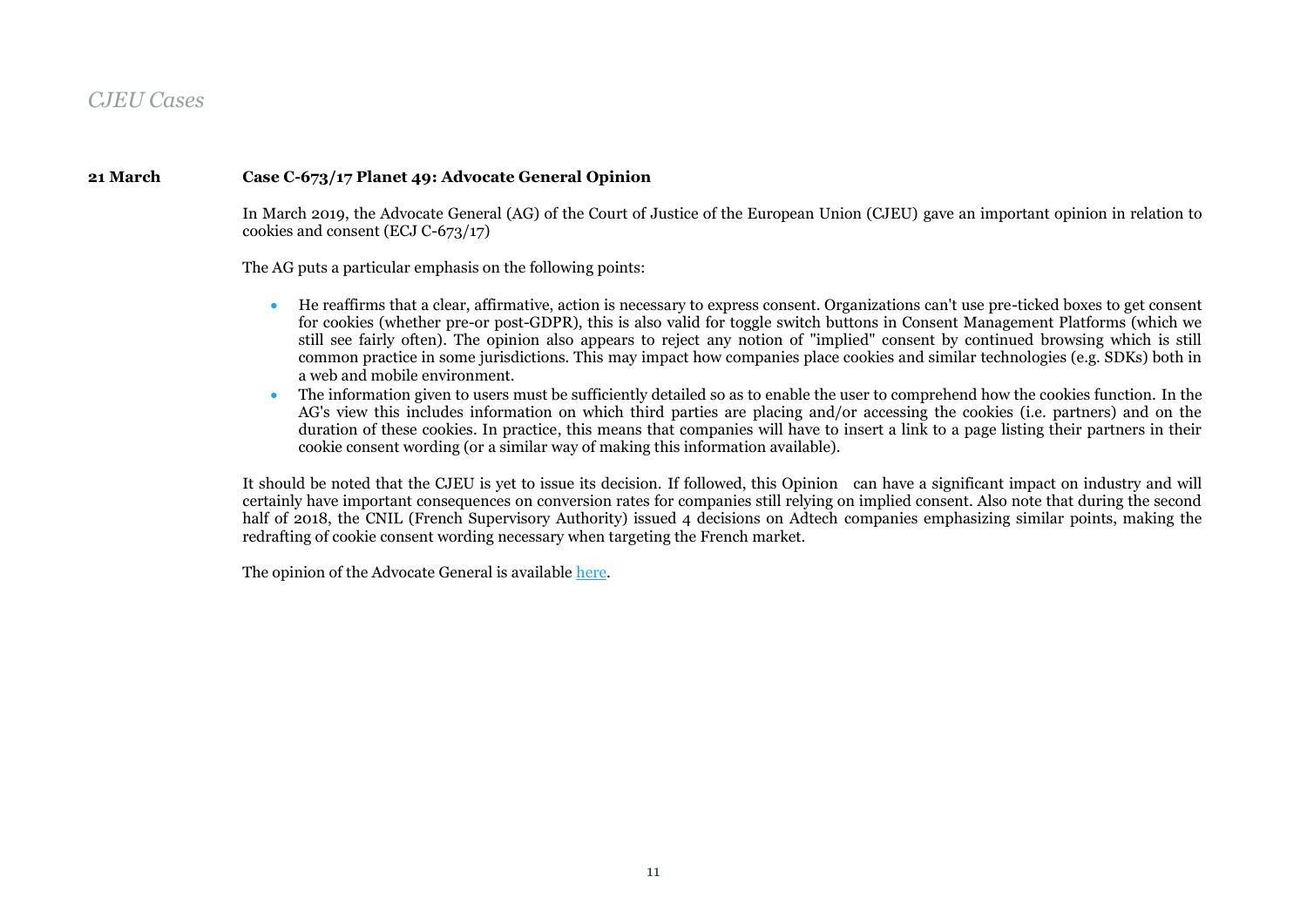*CJEU Cases*

**21 March** **Case C-673/17 Planet 49: Advocate General Opinion**

In March 2019, the Advocate General (AG) of the Court of Justice of the European Union (CJEU) gave an important opinion in relation to cookies and consent (ECJ C-673/17)

The AG puts a particular emphasis on the following points:

- He reaffirms that a clear, affirmative, action is necessary to express consent. Organizations can't use pre-ticked boxes to get consent for cookies (whether pre-or post-GDPR), this is also valid for toggle switch buttons in Consent Management Platforms (which we still see fairly often). The opinion also appears to reject any notion of "implied" consent by continued browsing which is still common practice in some jurisdictions. This may impact how companies place cookies and similar technologies (e.g. SDKs) both in a web and mobile environment.
- The information given to users must be sufficiently detailed so as to enable the user to comprehend how the cookies function. In the AG's view this includes information on which third parties are placing and/or accessing the cookies (i.e. partners) and on the duration of these cookies. In practice, this means that companies will have to insert a link to a page listing their partners in their cookie consent wording (or a similar way of making this information available).

It should be noted that the CJEU is yet to issue its decision. If followed, this Opinion can have a significant impact on industry and will certainly have important consequences on conversion rates for companies still relying on implied consent. Also note that during the second half of 2018, the CNIL (French Supervisory Authority) issued 4 decisions on Adtech companies emphasizing similar points, making the redrafting of cookie consent wording necessary when targeting the French market.

The opinion of the Advocate General is available here.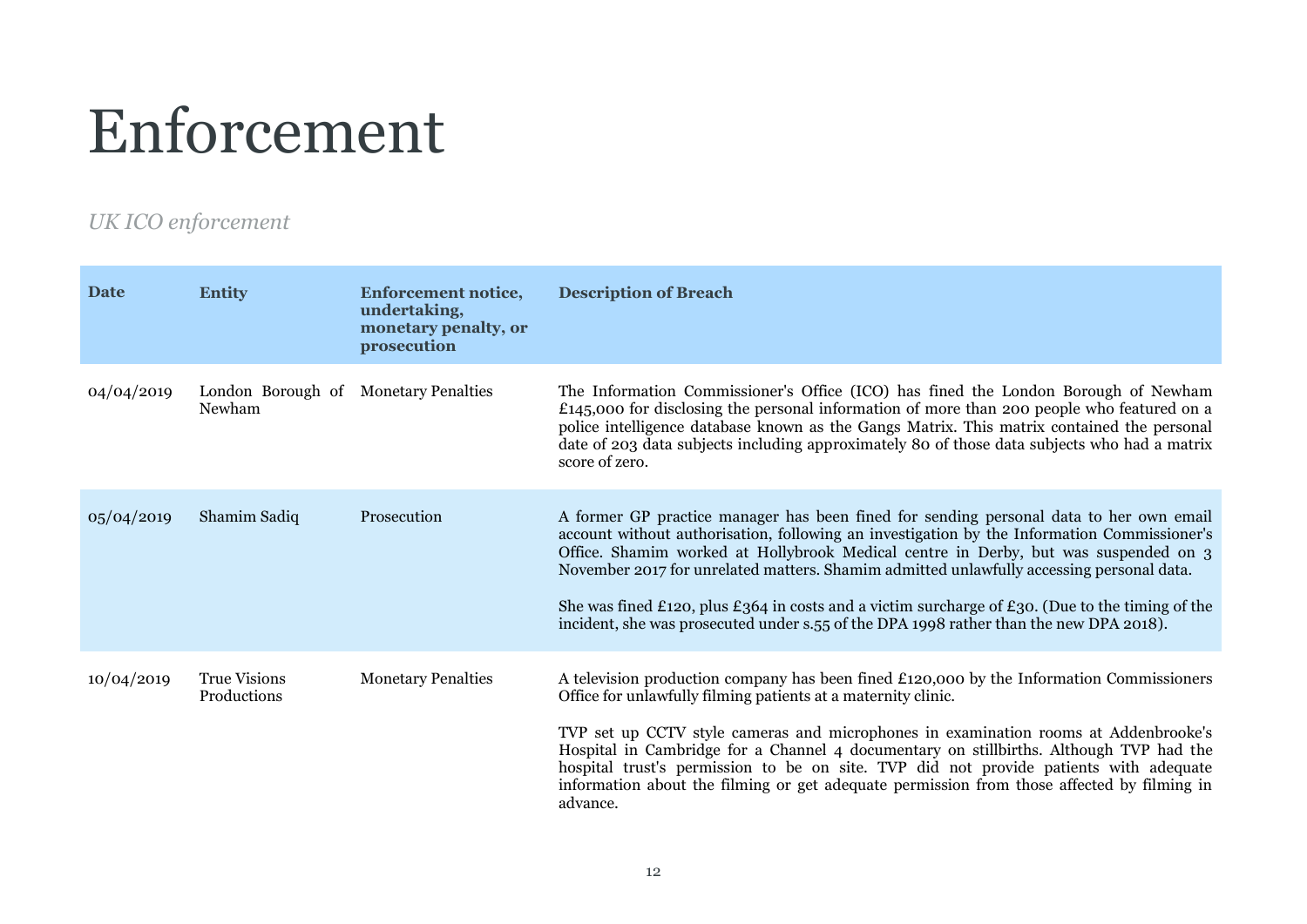# Enforcement

*UK ICO enforcement*

| Date | Entity | Enforcement notice, undertaking, monetary penalty, or prosecution | Description of Breach |
| --- | --- | --- | --- |
| 04/04/2019 | London Borough of Newham | Monetary Penalties | The Information Commissioner's Office (ICO) has fined the London Borough of Newham £145,000 for disclosing the personal information of more than 200 people who featured on a police intelligence database known as the Gangs Matrix. This matrix contained the personal date of 203 data subjects including approximately 80 of those data subjects who had a matrix score of zero. |
| 05/04/2019 | Shamim Sadiq | Prosecution | A former GP practice manager has been fined for sending personal data to her own email account without authorisation, following an investigation by the Information Commissioner's Office. Shamim worked at Hollybrook Medical centre in Derby, but was suspended on 3 November 2017 for unrelated matters. Shamim admitted unlawfully accessing personal data.<br><br>She was fined £120, plus £364 in costs and a victim surcharge of £30. (Due to the timing of the incident, she was prosecuted under s.55 of the DPA 1998 rather than the new DPA 2018). |
| 10/04/2019 | True Visions Productions | Monetary Penalties | A television production company has been fined £120,000 by the Information Commissioners Office for unlawfully filming patients at a maternity clinic.<br><br>TVP set up CCTV style cameras and microphones in examination rooms at Addenbrooke's Hospital in Cambridge for a Channel 4 documentary on stillbirths. Although TVP had the hospital trust's permission to be on site. TVP did not provide patients with adequate information about the filming or get adequate permission from those affected by filming in advance. |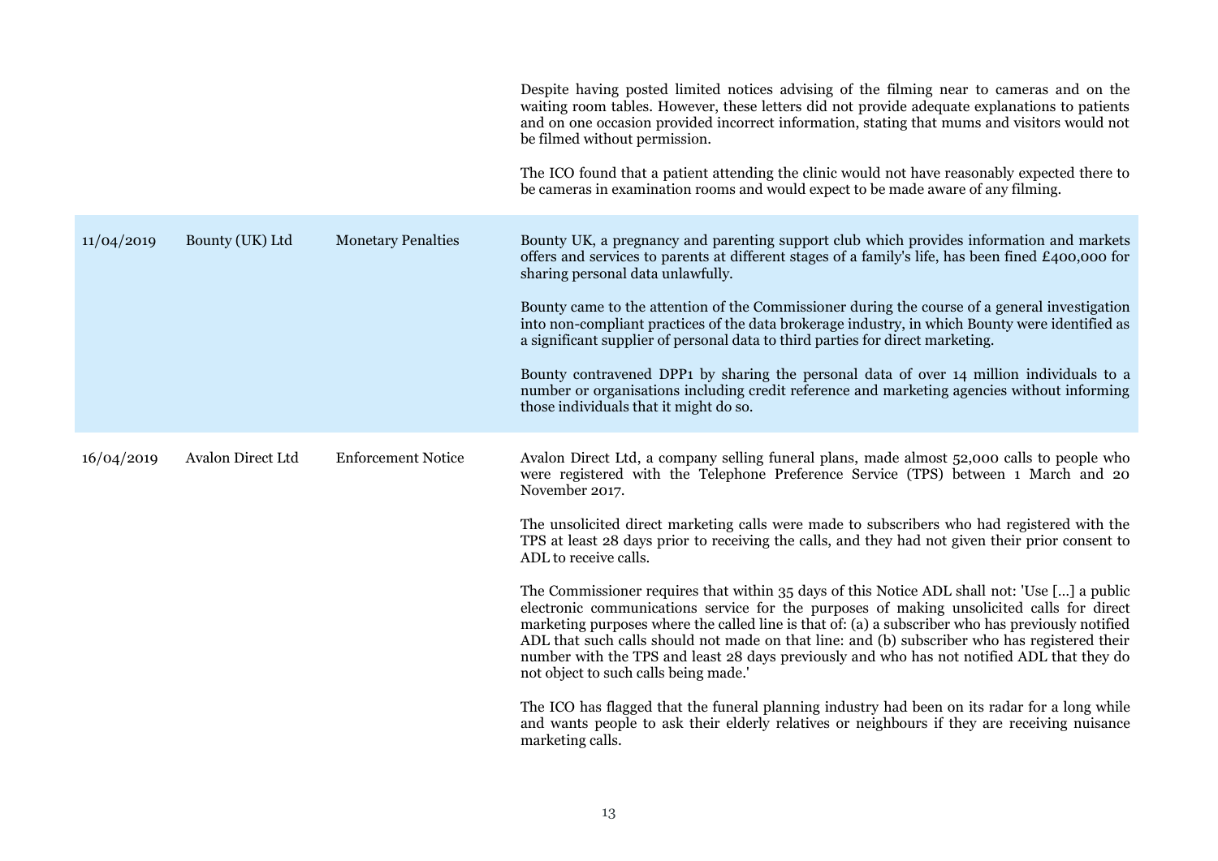| | | | |
|---|---|---|---|
| | | | Despite having posted limited notices advising of the filming near to cameras and on the waiting room tables. However, these letters did not provide adequate explanations to patients and on one occasion provided incorrect information, stating that mums and visitors would not be filmed without permission.<br><br>The ICO found that a patient attending the clinic would not have reasonably expected there to be cameras in examination rooms and would expect to be made aware of any filming. |
| 11/04/2019 | Bounty (UK) Ltd | Monetary Penalties | Bounty UK, a pregnancy and parenting support club which provides information and markets offers and services to parents at different stages of a family's life, has been fined £400,000 for sharing personal data unlawfully.<br><br>Bounty came to the attention of the Commissioner during the course of a general investigation into non-compliant practices of the data brokerage industry, in which Bounty were identified as a significant supplier of personal data to third parties for direct marketing.<br><br>Bounty contravened DPP1 by sharing the personal data of over 14 million individuals to a number or organisations including credit reference and marketing agencies without informing those individuals that it might do so. |
| 16/04/2019 | Avalon Direct Ltd | Enforcement Notice | Avalon Direct Ltd, a company selling funeral plans, made almost 52,000 calls to people who were registered with the Telephone Preference Service (TPS) between 1 March and 20 November 2017.<br><br>The unsolicited direct marketing calls were made to subscribers who had registered with the TPS at least 28 days prior to receiving the calls, and they had not given their prior consent to ADL to receive calls.<br><br>The Commissioner requires that within 35 days of this Notice ADL shall not: 'Use [...] a public electronic communications service for the purposes of making unsolicited calls for direct marketing purposes where the called line is that of: (a) a subscriber who has previously notified ADL that such calls should not made on that line: and (b) subscriber who has registered their number with the TPS and least 28 days previously and who has not notified ADL that they do not object to such calls being made.'<br><br>The ICO has flagged that the funeral planning industry had been on its radar for a long while and wants people to ask their elderly relatives or neighbours if they are receiving nuisance marketing calls. |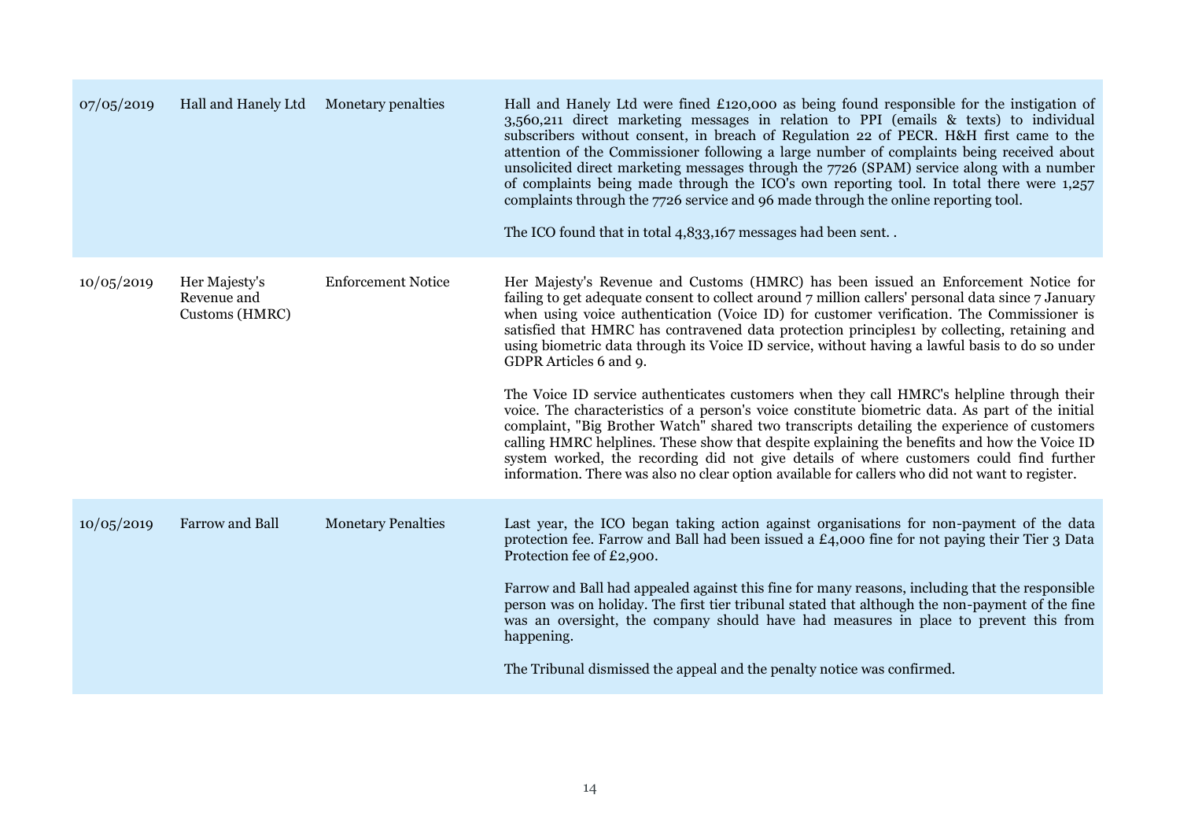| | | | |
|---|---|---|---|
| 07/05/2019 | Hall and Hanely Ltd | Monetary penalties | Hall and Hanely Ltd were fined £120,000 as being found responsible for the instigation of 3,560,211 direct marketing messages in relation to PPI (emails & texts) to individual subscribers without consent, in breach of Regulation 22 of PECR. H&H first came to the attention of the Commissioner following a large number of complaints being received about unsolicited direct marketing messages through the 7726 (SPAM) service along with a number of complaints being made through the ICO's own reporting tool. In total there were 1,257 complaints through the 7726 service and 96 made through the online reporting tool.<br><br>The ICO found that in total 4,833,167 messages had been sent. . |
| 10/05/2019 | Her Majesty's Revenue and Customs (HMRC) | Enforcement Notice | Her Majesty's Revenue and Customs (HMRC) has been issued an Enforcement Notice for failing to get adequate consent to collect around 7 million callers' personal data since 7 January when using voice authentication (Voice ID) for customer verification. The Commissioner is satisfied that HMRC has contravened data protection principles1 by collecting, retaining and using biometric data through its Voice ID service, without having a lawful basis to do so under GDPR Articles 6 and 9.<br><br>The Voice ID service authenticates customers when they call HMRC's helpline through their voice. The characteristics of a person's voice constitute biometric data. As part of the initial complaint, "Big Brother Watch" shared two transcripts detailing the experience of customers calling HMRC helplines. These show that despite explaining the benefits and how the Voice ID system worked, the recording did not give details of where customers could find further information. There was also no clear option available for callers who did not want to register. |
| 10/05/2019 | Farrow and Ball | Monetary Penalties | Last year, the ICO began taking action against organisations for non-payment of the data protection fee. Farrow and Ball had been issued a £4,000 fine for not paying their Tier 3 Data Protection fee of £2,900.<br><br>Farrow and Ball had appealed against this fine for many reasons, including that the responsible person was on holiday. The first tier tribunal stated that although the non-payment of the fine was an oversight, the company should have had measures in place to prevent this from happening.<br><br>The Tribunal dismissed the appeal and the penalty notice was confirmed. |